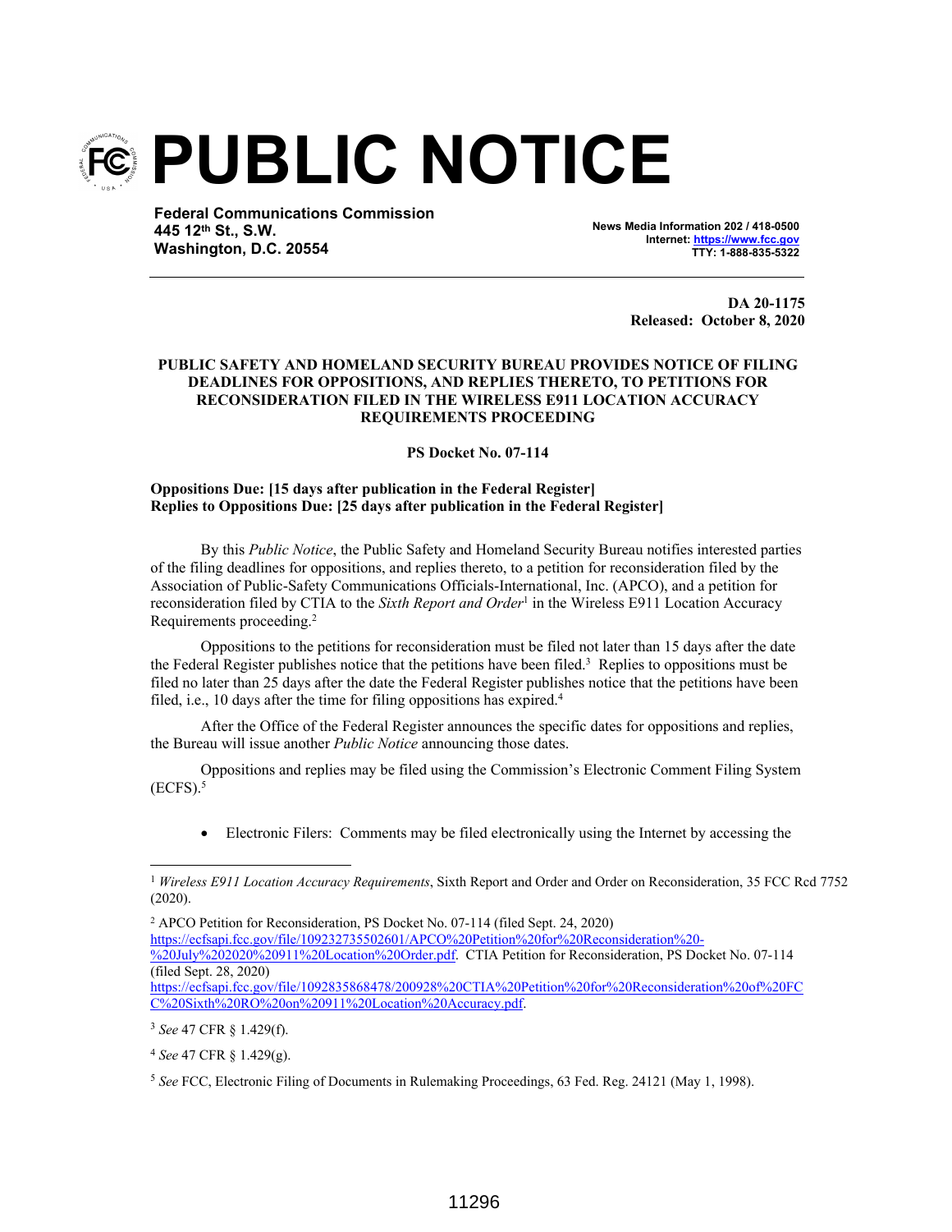# PUBLIC NOTICE

**Federal Communications Commission**
**445 12th St., S.W.**
**Washington, D.C. 20554**

**News Media Information 202 / 418-0500**
**Internet: https://www.fcc.gov**
**TTY: 1-888-835-5322**

**DA 20-1175**
**Released: October 8, 2020**

**PUBLIC SAFETY AND HOMELAND SECURITY BUREAU PROVIDES NOTICE OF FILING DEADLINES FOR OPPOSITIONS, AND REPLIES THERETO, TO PETITIONS FOR RECONSIDERATION FILED IN THE WIRELESS E911 LOCATION ACCURACY REQUIREMENTS PROCEEDING**

**PS Docket No. 07-114**

**Oppositions Due: [15 days after publication in the Federal Register]**
**Replies to Oppositions Due: [25 days after publication in the Federal Register]**

By this *Public Notice*, the Public Safety and Homeland Security Bureau notifies interested parties of the filing deadlines for oppositions, and replies thereto, to a petition for reconsideration filed by the Association of Public-Safety Communications Officials-International, Inc. (APCO), and a petition for reconsideration filed by CTIA to the *Sixth Report and Order*[1] in the Wireless E911 Location Accuracy Requirements proceeding.[2]

Oppositions to the petitions for reconsideration must be filed not later than 15 days after the date the Federal Register publishes notice that the petitions have been filed.[3] Replies to oppositions must be filed no later than 25 days after the date the Federal Register publishes notice that the petitions have been filed, i.e., 10 days after the time for filing oppositions has expired.[4]

After the Office of the Federal Register announces the specific dates for oppositions and replies, the Bureau will issue another *Public Notice* announcing those dates.

Oppositions and replies may be filed using the Commission's Electronic Comment Filing System (ECFS).[5]

- Electronic Filers: Comments may be filed electronically using the Internet by accessing the

---

[1] *Wireless E911 Location Accuracy Requirements*, Sixth Report and Order and Order on Reconsideration, 35 FCC Rcd 7752 (2020).

[2] APCO Petition for Reconsideration, PS Docket No. 07-114 (filed Sept. 24, 2020) https://ecfsapi.fcc.gov/file/109232735502601/APCO%20Petition%20for%20Reconsideration%20-%20July%202020%20911%20Location%20Order.pdf. CTIA Petition for Reconsideration, PS Docket No. 07-114 (filed Sept. 28, 2020) https://ecfsapi.fcc.gov/file/1092835868478/200928%20CTIA%20Petition%20for%20Reconsideration%20of%20FCC%20Sixth%20RO%20on%20911%20Location%20Accuracy.pdf.

[3] *See* 47 CFR § 1.429(f).

[4] *See* 47 CFR § 1.429(g).

[5] *See* FCC, Electronic Filing of Documents in Rulemaking Proceedings, 63 Fed. Reg. 24121 (May 1, 1998).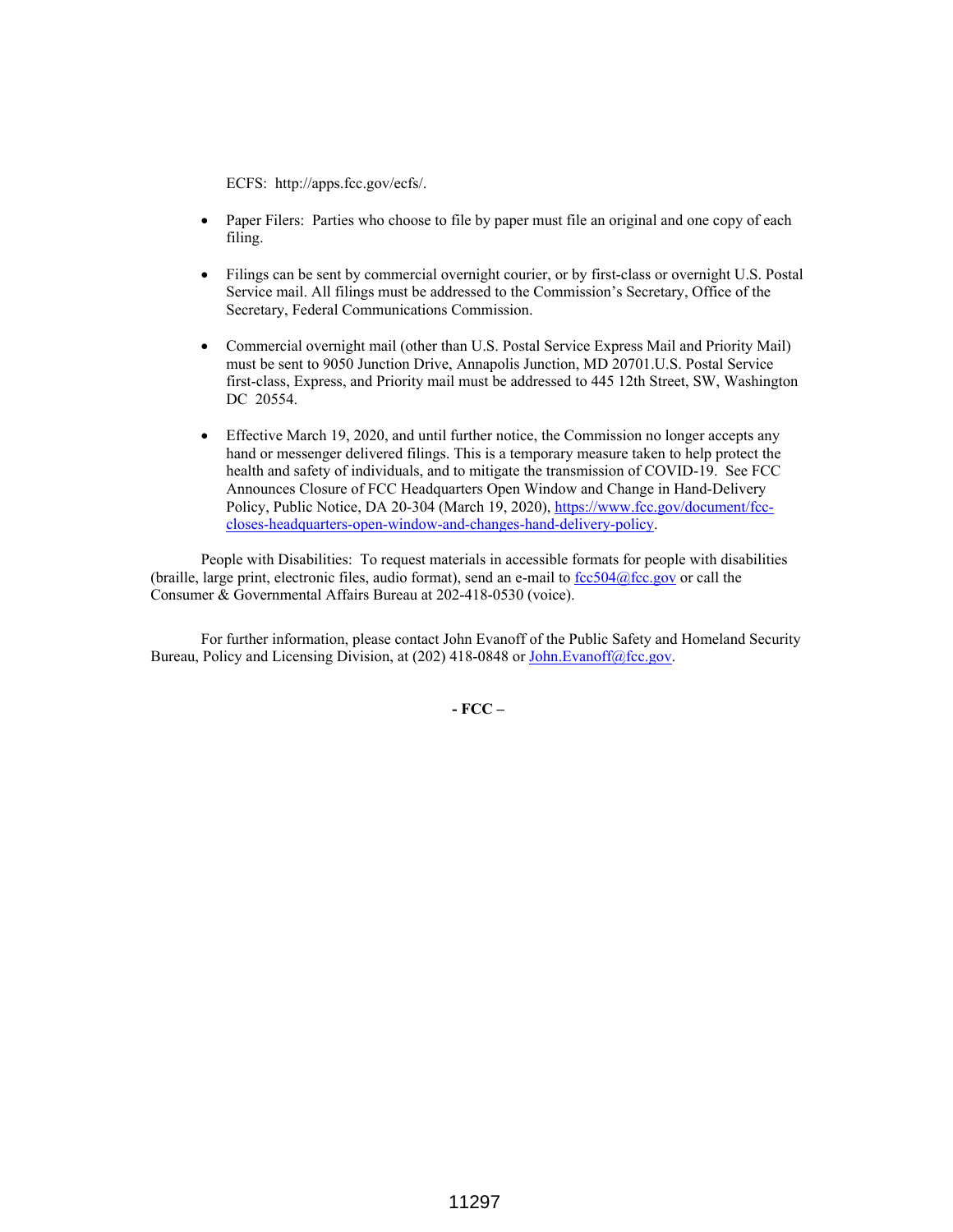ECFS: http://apps.fcc.gov/ecfs/.

- Paper Filers: Parties who choose to file by paper must file an original and one copy of each filing.

- Filings can be sent by commercial overnight courier, or by first-class or overnight U.S. Postal Service mail. All filings must be addressed to the Commission's Secretary, Office of the Secretary, Federal Communications Commission.

- Commercial overnight mail (other than U.S. Postal Service Express Mail and Priority Mail) must be sent to 9050 Junction Drive, Annapolis Junction, MD 20701.U.S. Postal Service first-class, Express, and Priority mail must be addressed to 445 12th Street, SW, Washington DC 20554.

- Effective March 19, 2020, and until further notice, the Commission no longer accepts any hand or messenger delivered filings. This is a temporary measure taken to help protect the health and safety of individuals, and to mitigate the transmission of COVID-19. See FCC Announces Closure of FCC Headquarters Open Window and Change in Hand-Delivery Policy, Public Notice, DA 20-304 (March 19, 2020), https://www.fcc.gov/document/fcc-closes-headquarters-open-window-and-changes-hand-delivery-policy.

People with Disabilities: To request materials in accessible formats for people with disabilities (braille, large print, electronic files, audio format), send an e-mail to fcc504@fcc.gov or call the Consumer & Governmental Affairs Bureau at 202-418-0530 (voice).

For further information, please contact John Evanoff of the Public Safety and Homeland Security Bureau, Policy and Licensing Division, at (202) 418-0848 or John.Evanoff@fcc.gov.

**- FCC –**